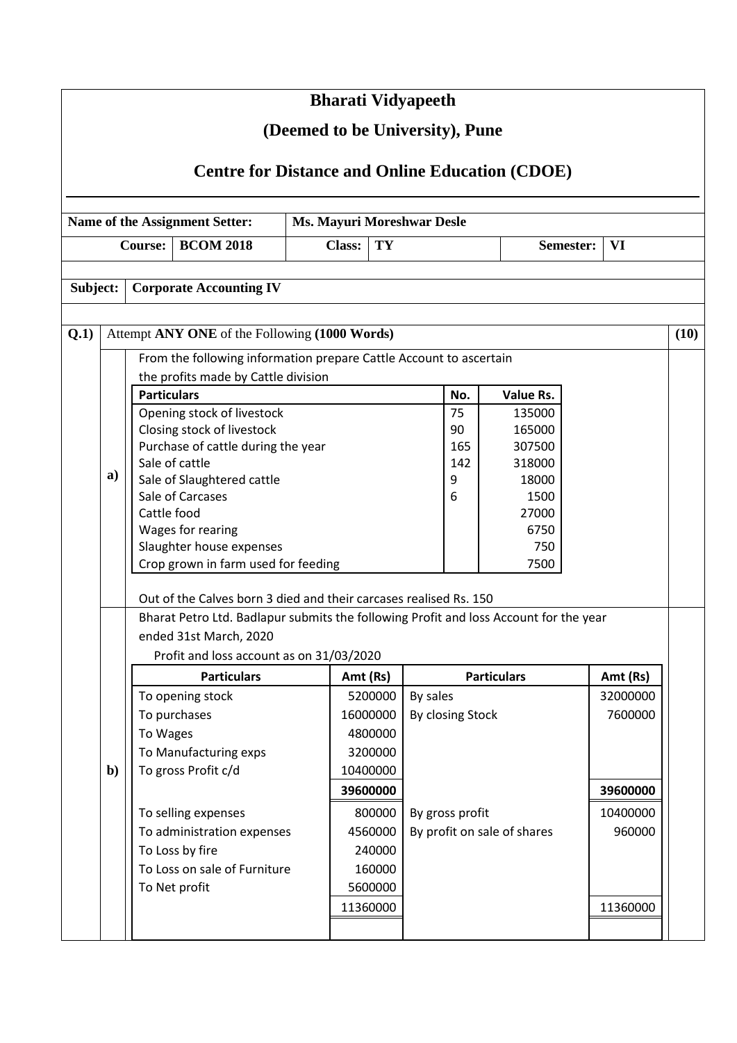# Bharati Vidyapeeth

## (Deemed to be University), Pune

## Centre for Distance and Online Education (CDOE)

| **Name of the Assignment Setter:** | **Ms. Mayuri Moreshwar Desle** | | | | |
|---|---|---|---|---|---|
| **Course:** | **BCOM 2018** | **Class:** | **TY** | **Semester:** | **VI** |

**Subject:** **Corporate Accounting IV**

**Q.1)** Attempt **ANY ONE** of the Following **(1000 Words)** **(10)**

**a)** From the following information prepare Cattle Account to ascertain the profits made by Cattle division

| **Particulars** | **No.** | **Value Rs.** |
|---|---|---|
| Opening stock of livestock | 75 | 135000 |
| Closing stock of livestock | 90 | 165000 |
| Purchase of cattle during the year | 165 | 307500 |
| Sale of cattle | 142 | 318000 |
| Sale of Slaughtered cattle | 9 | 18000 |
| Sale of Carcases | 6 | 1500 |
| Cattle food | | 27000 |
| Wages for rearing | | 6750 |
| Slaughter house expenses | | 750 |
| Crop grown in farm used for feeding | | 7500 |

Out of the Calves born 3 died and their carcases realised Rs. 150

**b)** Bharat Petro Ltd. Badlapur submits the following Profit and loss Account for the year ended 31st March, 2020

Profit and loss account as on 31/03/2020

| **Particulars** | **Amt (Rs)** | **Particulars** | **Amt (Rs)** |
|---|---|---|---|
| To opening stock | 5200000 | By sales | 32000000 |
| To purchases | 16000000 | By closing Stock | 7600000 |
| To Wages | 4800000 | | |
| To Manufacturing exps | 3200000 | | |
| To gross Profit c/d | 10400000 | | |
| | **39600000** | | **39600000** |
| To selling expenses | 800000 | By gross profit | 10400000 |
| To administration expenses | 4560000 | By profit on sale of shares | 960000 |
| To Loss by fire | 240000 | | |
| To Loss on sale of Furniture | 160000 | | |
| To Net profit | 5600000 | | |
| | 11360000 | | 11360000 |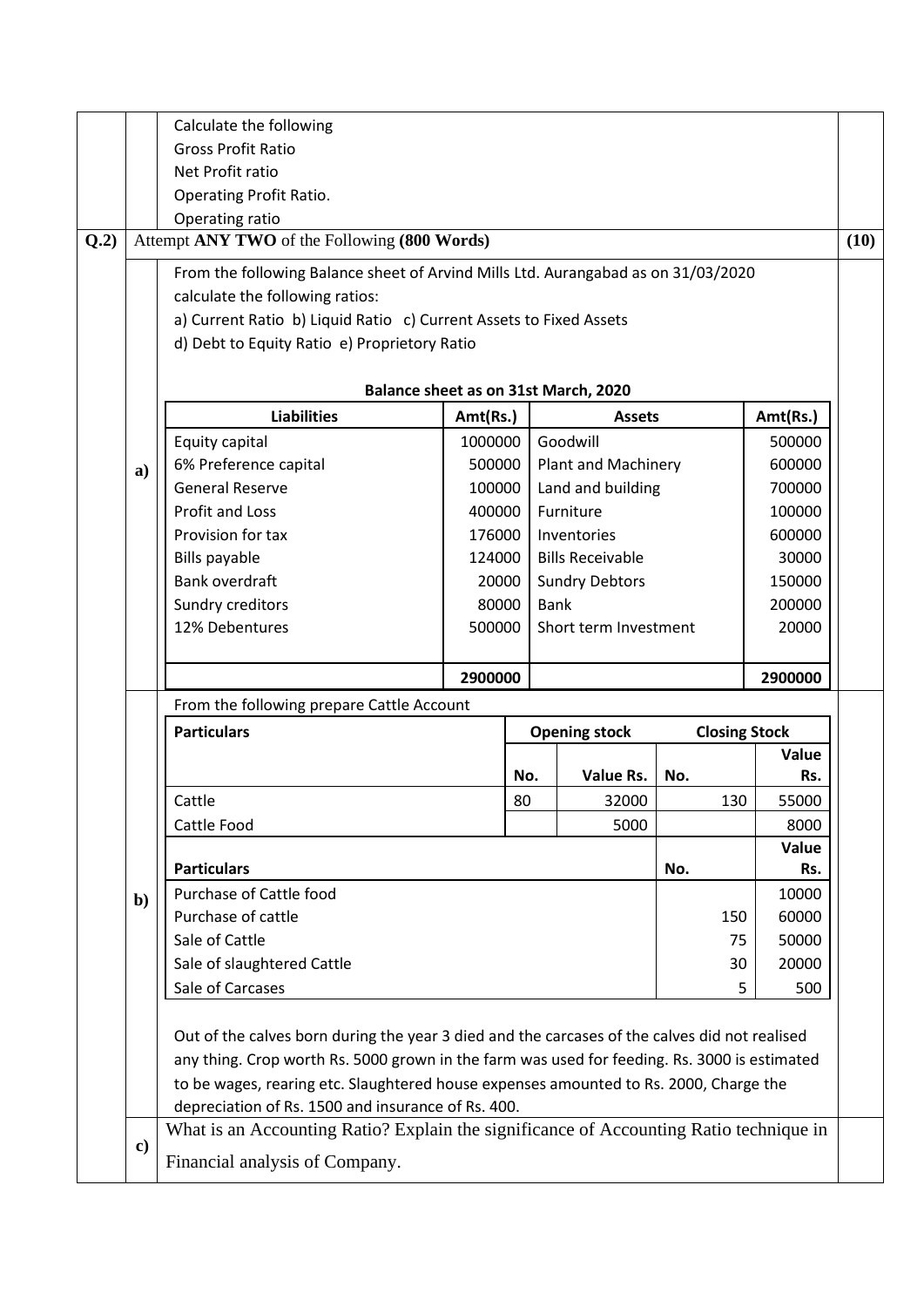Calculate the following

Gross Profit Ratio

Net Profit ratio

Operating Profit Ratio.

Operating ratio

**Q.2)** Attempt **ANY TWO** of the Following **(800 Words)** **(10)**

**a)** From the following Balance sheet of Arvind Mills Ltd. Aurangabad as on 31/03/2020 calculate the following ratios:

a) Current Ratio b) Liquid Ratio c) Current Assets to Fixed Assets

d) Debt to Equity Ratio e) Proprietory Ratio

**Balance sheet as on 31st March, 2020**

| Liabilities | Amt(Rs.) | Assets | Amt(Rs.) |
|---|---|---|---|
| Equity capital | 1000000 | Goodwill | 500000 |
| 6% Preference capital | 500000 | Plant and Machinery | 600000 |
| General Reserve | 100000 | Land and building | 700000 |
| Profit and Loss | 400000 | Furniture | 100000 |
| Provision for tax | 176000 | Inventories | 600000 |
| Bills payable | 124000 | Bills Receivable | 30000 |
| Bank overdraft | 20000 | Sundry Debtors | 150000 |
| Sundry creditors | 80000 | Bank | 200000 |
| 12% Debentures | 500000 | Short term Investment | 20000 |
| | **2900000** | | **2900000** |

**b)** From the following prepare Cattle Account

| Particulars | Opening stock | | Closing Stock | |
|---|---|---|---|---|
| | No. | Value Rs. | No. | Value Rs. |
| Cattle | 80 | 32000 | 130 | 55000 |
| Cattle Food | | 5000 | | 8000 |

| Particulars | No. | Value Rs. |
|---|---|---|
| Purchase of Cattle food | | 10000 |
| Purchase of cattle | 150 | 60000 |
| Sale of Cattle | 75 | 50000 |
| Sale of slaughtered Cattle | 30 | 20000 |
| Sale of Carcases | 5 | 500 |

Out of the calves born during the year 3 died and the carcases of the calves did not realised any thing. Crop worth Rs. 5000 grown in the farm was used for feeding. Rs. 3000 is estimated to be wages, rearing etc. Slaughtered house expenses amounted to Rs. 2000, Charge the depreciation of Rs. 1500 and insurance of Rs. 400.

**c)** What is an Accounting Ratio? Explain the significance of Accounting Ratio technique in Financial analysis of Company.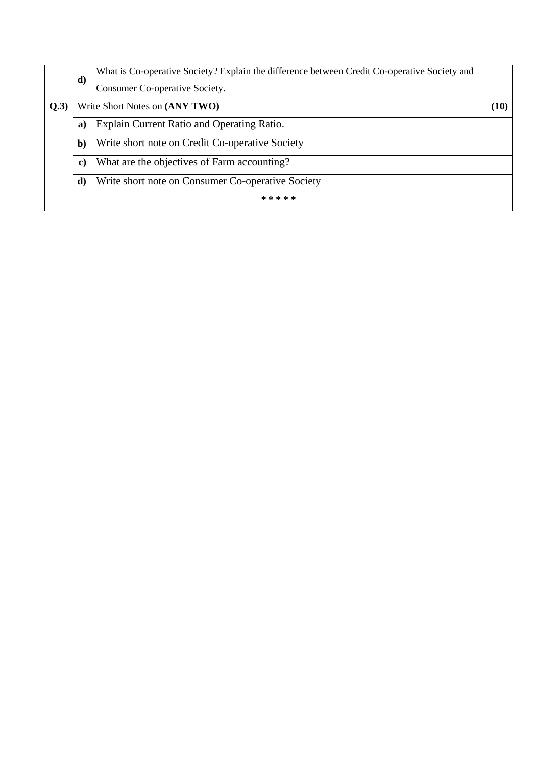| | | | |
|---|---|---|---|
| | **d)** | What is Co-operative Society? Explain the difference between Credit Co-operative Society and Consumer Co-operative Society. | |
| **Q.3)** | Write Short Notes on **(ANY TWO)** | | **(10)** |
| | **a)** | Explain Current Ratio and Operating Ratio. | |
| | **b)** | Write short note on Credit Co-operative Society | |
| | **c)** | What are the objectives of Farm accounting? | |
| | **d)** | Write short note on Consumer Co-operative Society | |

**\* \* \* \* \***